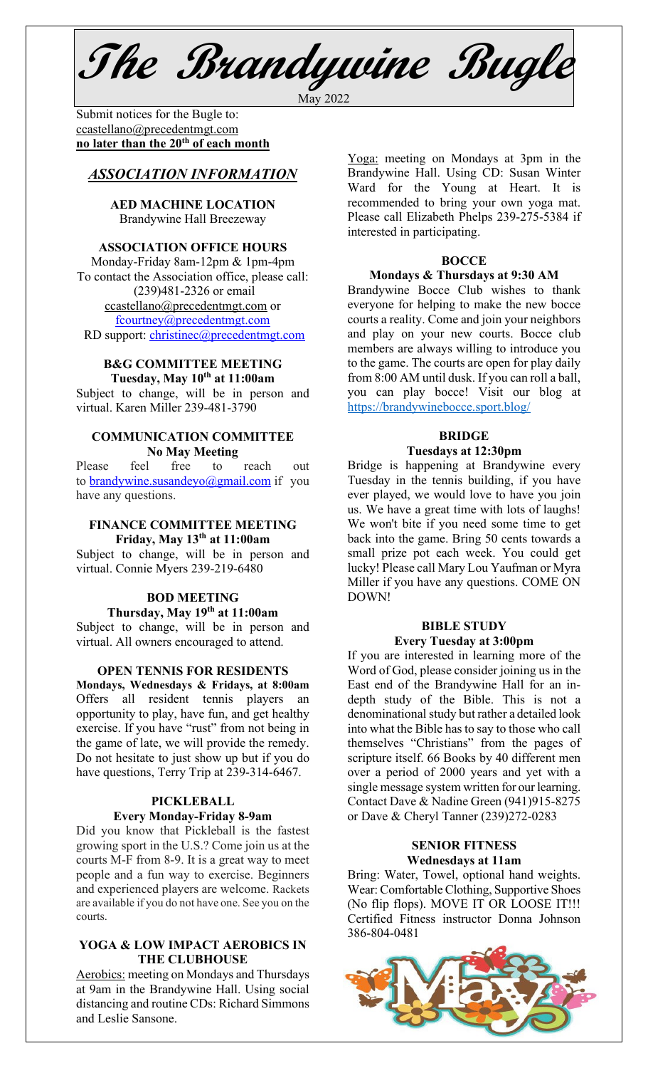# The Brandywine Bugle

May 2022

Submit notices for the Bugle to:
ccastellano@precedentmgt.com
**no later than the 20th of each month**

## *ASSOCIATION INFORMATION*

**AED MACHINE LOCATION**
Brandywine Hall Breezeway

**ASSOCIATION OFFICE HOURS**
Monday-Friday 8am-12pm & 1pm-4pm
To contact the Association office, please call: (239)481-2326 or email ccastellano@precedentmgt.com or fcourtney@precedentmgt.com
RD support: christinec@precedentmgt.com

**B&G COMMITTEE MEETING**
**Tuesday, May 10th at 11:00am**
Subject to change, will be in person and virtual. Karen Miller 239-481-3790

**COMMUNICATION COMMITTEE**
**No May Meeting**
Please feel free to reach out to brandywine.susandeyo@gmail.com if you have any questions.

**FINANCE COMMITTEE MEETING**
**Friday, May 13th at 11:00am**
Subject to change, will be in person and virtual. Connie Myers 239-219-6480

**BOD MEETING**
**Thursday, May 19th at 11:00am**
Subject to change, will be in person and virtual. All owners encouraged to attend.

**OPEN TENNIS FOR RESIDENTS**
**Mondays, Wednesdays & Fridays, at 8:00am**
Offers all resident tennis players an opportunity to play, have fun, and get healthy exercise. If you have "rust" from not being in the game of late, we will provide the remedy. Do not hesitate to just show up but if you do have questions, Terry Trip at 239-314-6467.

**PICKLEBALL**
**Every Monday-Friday 8-9am**
Did you know that Pickleball is the fastest growing sport in the U.S.? Come join us at the courts M-F from 8-9. It is a great way to meet people and a fun way to exercise. Beginners and experienced players are welcome. Rackets are available if you do not have one. See you on the courts.

**YOGA & LOW IMPACT AEROBICS IN THE CLUBHOUSE**
Aerobics: meeting on Mondays and Thursdays at 9am in the Brandywine Hall. Using social distancing and routine CDs: Richard Simmons and Leslie Sansone.

Yoga: meeting on Mondays at 3pm in the Brandywine Hall. Using CD: Susan Winter Ward for the Young at Heart. It is recommended to bring your own yoga mat. Please call Elizabeth Phelps 239-275-5384 if interested in participating.

**BOCCE**
**Mondays & Thursdays at 9:30 AM**
Brandywine Bocce Club wishes to thank everyone for helping to make the new bocce courts a reality. Come and join your neighbors and play on your new courts. Bocce club members are always willing to introduce you to the game. The courts are open for play daily from 8:00 AM until dusk. If you can roll a ball, you can play bocce! Visit our blog at https://brandywinebocce.sport.blog/

**BRIDGE**
**Tuesdays at 12:30pm**
Bridge is happening at Brandywine every Tuesday in the tennis building, if you have ever played, we would love to have you join us. We have a great time with lots of laughs! We won't bite if you need some time to get back into the game. Bring 50 cents towards a small prize pot each week. You could get lucky! Please call Mary Lou Yaufman or Myra Miller if you have any questions. COME ON DOWN!

**BIBLE STUDY**
**Every Tuesday at 3:00pm**
If you are interested in learning more of the Word of God, please consider joining us in the East end of the Brandywine Hall for an in-depth study of the Bible. This is not a denominational study but rather a detailed look into what the Bible has to say to those who call themselves "Christians" from the pages of scripture itself. 66 Books by 40 different men over a period of 2000 years and yet with a single message system written for our learning. Contact Dave & Nadine Green (941)915-8275 or Dave & Cheryl Tanner (239)272-0283

**SENIOR FITNESS**
**Wednesdays at 11am**
Bring: Water, Towel, optional hand weights. Wear: Comfortable Clothing, Supportive Shoes (No flip flops). MOVE IT OR LOOSE IT!!! Certified Fitness instructor Donna Johnson 386-804-0481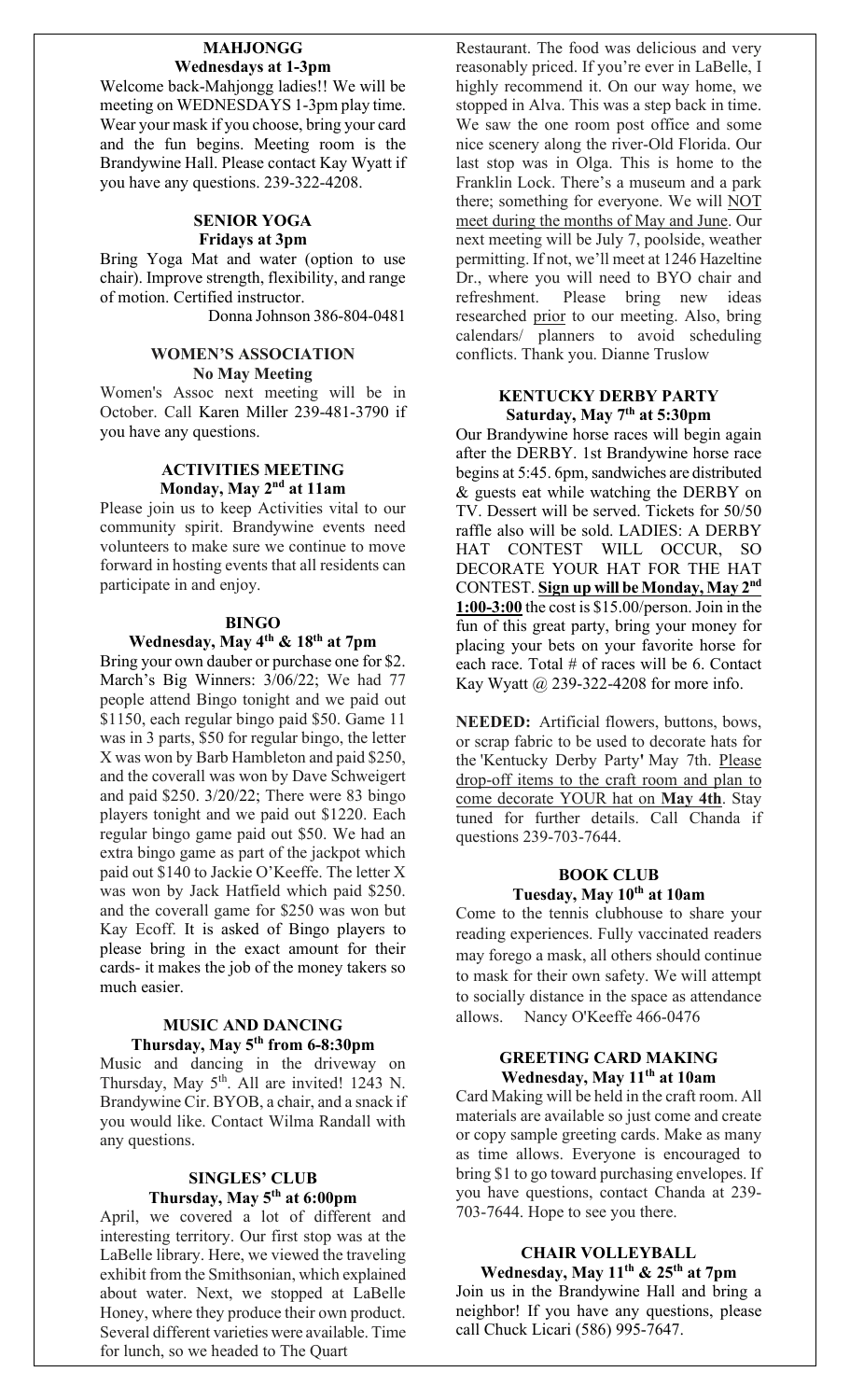## MAHJONGG
### Wednesdays at 1-3pm

Welcome back-Mahjongg ladies!! We will be meeting on WEDNESDAYS 1-3pm play time. Wear your mask if you choose, bring your card and the fun begins. Meeting room is the Brandywine Hall. Please contact Kay Wyatt if you have any questions. 239-322-4208.

## SENIOR YOGA
### Fridays at 3pm

Bring Yoga Mat and water (option to use chair). Improve strength, flexibility, and range of motion. Certified instructor.

Donna Johnson 386-804-0481

## WOMEN'S ASSOCIATION
### No May Meeting

Women's Assoc next meeting will be in October. Call Karen Miller 239-481-3790 if you have any questions.

## ACTIVITIES MEETING
### Monday, May 2nd at 11am

Please join us to keep Activities vital to our community spirit. Brandywine events need volunteers to make sure we continue to move forward in hosting events that all residents can participate in and enjoy.

## BINGO
### Wednesday, May 4th & 18th at 7pm

Bring your own dauber or purchase one for $2. March's Big Winners: 3/06/22; We had 77 people attend Bingo tonight and we paid out $1150, each regular bingo paid $50. Game 11 was in 3 parts, $50 for regular bingo, the letter X was won by Barb Hambleton and paid $250, and the coverall was won by Dave Schweigert and paid $250. 3/20/22; There were 83 bingo players tonight and we paid out $1220. Each regular bingo game paid out $50. We had an extra bingo game as part of the jackpot which paid out $140 to Jackie O'Keeffe. The letter X was won by Jack Hatfield which paid $250. and the coverall game for $250 was won but Kay Ecoff. It is asked of Bingo players to please bring in the exact amount for their cards- it makes the job of the money takers so much easier.

## MUSIC AND DANCING
### Thursday, May 5th from 6-8:30pm

Music and dancing in the driveway on Thursday, May 5th. All are invited! 1243 N. Brandywine Cir. BYOB, a chair, and a snack if you would like. Contact Wilma Randall with any questions.

## SINGLES' CLUB
### Thursday, May 5th at 6:00pm

April, we covered a lot of different and interesting territory. Our first stop was at the LaBelle library. Here, we viewed the traveling exhibit from the Smithsonian, which explained about water. Next, we stopped at LaBelle Honey, where they produce their own product. Several different varieties were available. Time for lunch, so we headed to The Quart Restaurant. The food was delicious and very reasonably priced. If you're ever in LaBelle, I highly recommend it. On our way home, we stopped in Alva. This was a step back in time. We saw the one room post office and some nice scenery along the river-Old Florida. Our last stop was in Olga. This is home to the Franklin Lock. There's a museum and a park there; something for everyone. We will NOT meet during the months of May and June. Our next meeting will be July 7, poolside, weather permitting. If not, we'll meet at 1246 Hazeltine Dr., where you will need to BYO chair and refreshment. Please bring new ideas researched prior to our meeting. Also, bring calendars/ planners to avoid scheduling conflicts. Thank you. Dianne Truslow

## KENTUCKY DERBY PARTY
### Saturday, May 7th at 5:30pm

Our Brandywine horse races will begin again after the DERBY. 1st Brandywine horse race begins at 5:45. 6pm, sandwiches are distributed & guests eat while watching the DERBY on TV. Dessert will be served. Tickets for 50/50 raffle also will be sold. LADIES: A DERBY HAT CONTEST WILL OCCUR, SO DECORATE YOUR HAT FOR THE HAT CONTEST. **Sign up will be Monday, May 2nd 1:00-3:00** the cost is $15.00/person. Join in the fun of this great party, bring your money for placing your bets on your favorite horse for each race. Total # of races will be 6. Contact Kay Wyatt @ 239-322-4208 for more info.

**NEEDED:** Artificial flowers, buttons, bows, or scrap fabric to be used to decorate hats for the 'Kentucky Derby Party' May 7th. Please drop-off items to the craft room and plan to come decorate YOUR hat on **May 4th**. Stay tuned for further details. Call Chanda if questions 239-703-7644.

## BOOK CLUB
### Tuesday, May 10th at 10am

Come to the tennis clubhouse to share your reading experiences. Fully vaccinated readers may forego a mask, all others should continue to mask for their own safety. We will attempt to socially distance in the space as attendance allows. Nancy O'Keeffe 466-0476

## GREETING CARD MAKING
### Wednesday, May 11th at 10am

Card Making will be held in the craft room. All materials are available so just come and create or copy sample greeting cards. Make as many as time allows. Everyone is encouraged to bring $1 to go toward purchasing envelopes. If you have questions, contact Chanda at 239-703-7644. Hope to see you there.

## CHAIR VOLLEYBALL
### Wednesday, May 11th & 25th at 7pm

Join us in the Brandywine Hall and bring a neighbor! If you have any questions, please call Chuck Licari (586) 995-7647.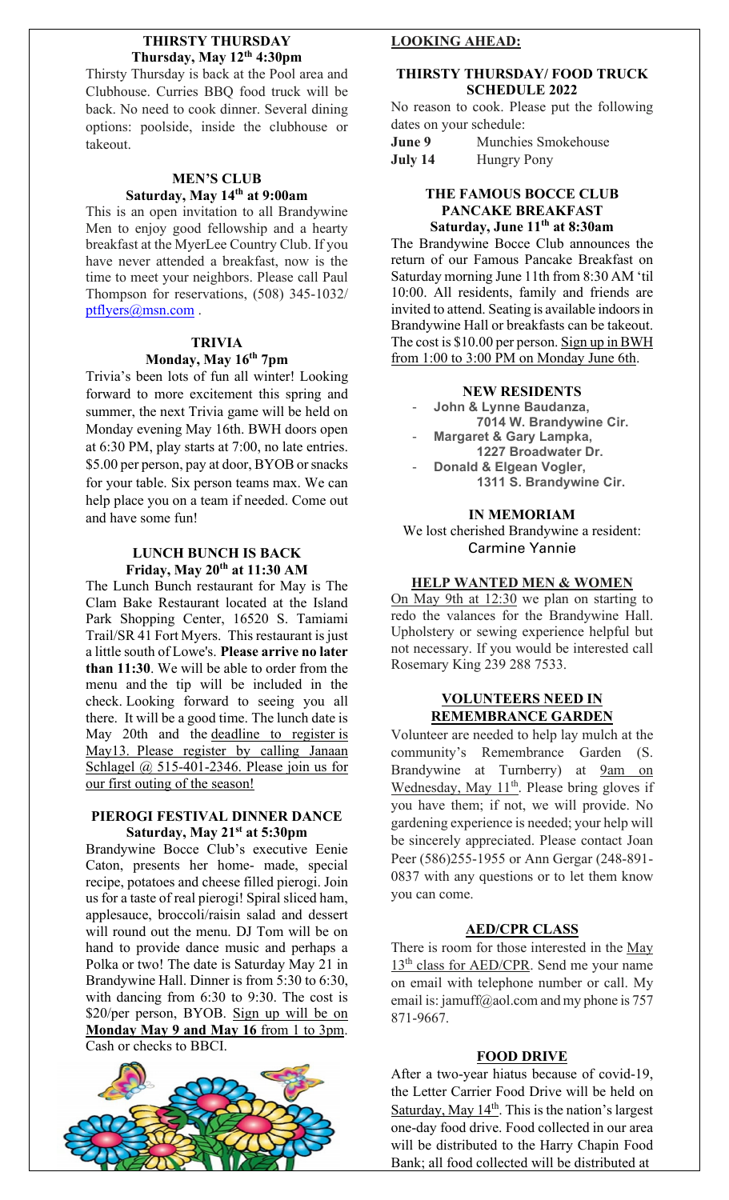## THIRSTY THURSDAY
**Thursday, May 12th 4:30pm**

Thirsty Thursday is back at the Pool area and Clubhouse. Curries BBQ food truck will be back. No need to cook dinner. Several dining options: poolside, inside the clubhouse or takeout.

## MEN'S CLUB
**Saturday, May 14th at 9:00am**

This is an open invitation to all Brandywine Men to enjoy good fellowship and a hearty breakfast at the MyerLee Country Club. If you have never attended a breakfast, now is the time to meet your neighbors. Please call Paul Thompson for reservations, (508) 345-1032/ ptflyers@msn.com .

## TRIVIA
**Monday, May 16th 7pm**

Trivia's been lots of fun all winter! Looking forward to more excitement this spring and summer, the next Trivia game will be held on Monday evening May 16th. BWH doors open at 6:30 PM, play starts at 7:00, no late entries. $5.00 per person, pay at door, BYOB or snacks for your table. Six person teams max. We can help place you on a team if needed. Come out and have some fun!

## LUNCH BUNCH IS BACK
**Friday, May 20th at 11:30 AM**

The Lunch Bunch restaurant for May is The Clam Bake Restaurant located at the Island Park Shopping Center, 16520 S. Tamiami Trail/SR 41 Fort Myers. This restaurant is just a little south of Lowe's. **Please arrive no later than 11:30**. We will be able to order from the menu and the tip will be included in the check. Looking forward to seeing you all there. It will be a good time. The lunch date is May 20th and the deadline to register is May13. Please register by calling Janaan Schlagel @ 515-401-2346. Please join us for our first outing of the season!

## PIEROGI FESTIVAL DINNER DANCE
**Saturday, May 21st at 5:30pm**

Brandywine Bocce Club's executive Eenie Caton, presents her home- made, special recipe, potatoes and cheese filled pierogi. Join us for a taste of real pierogi! Spiral sliced ham, applesauce, broccoli/raisin salad and dessert will round out the menu. DJ Tom will be on hand to provide dance music and perhaps a Polka or two! The date is Saturday May 21 in Brandywine Hall. Dinner is from 5:30 to 6:30, with dancing from 6:30 to 9:30. The cost is $20/per person, BYOB. Sign up will be on **Monday May 9 and May 16** from 1 to 3pm. Cash or checks to BBCI.

## LOOKING AHEAD:

### THIRSTY THURSDAY/ FOOD TRUCK SCHEDULE 2022

No reason to cook. Please put the following dates on your schedule:

**June 9** Munchies Smokehouse
**July 14** Hungry Pony

### THE FAMOUS BOCCE CLUB PANCAKE BREAKFAST
**Saturday, June 11th at 8:30am**

The Brandywine Bocce Club announces the return of our Famous Pancake Breakfast on Saturday morning June 11th from 8:30 AM 'til 10:00. All residents, family and friends are invited to attend. Seating is available indoors in Brandywine Hall or breakfasts can be takeout. The cost is $10.00 per person. Sign up in BWH from 1:00 to 3:00 PM on Monday June 6th.

## NEW RESIDENTS

- **John & Lynne Baudanza, 7014 W. Brandywine Cir.**
- **Margaret & Gary Lampka, 1227 Broadwater Dr.**
- **Donald & Elgean Vogler, 1311 S. Brandywine Cir.**

## IN MEMORIAM

We lost cherished Brandywine a resident:
Carmine Yannie

## HELP WANTED MEN & WOMEN

On May 9th at 12:30 we plan on starting to redo the valances for the Brandywine Hall. Upholstery or sewing experience helpful but not necessary. If you would be interested call Rosemary King 239 288 7533.

## VOLUNTEERS NEED IN REMEMBRANCE GARDEN

Volunteer are needed to help lay mulch at the community's Remembrance Garden (S. Brandywine at Turnberry) at 9am on Wednesday, May 11th. Please bring gloves if you have them; if not, we will provide. No gardening experience is needed; your help will be sincerely appreciated. Please contact Joan Peer (586)255-1955 or Ann Gergar (248-891-0837 with any questions or to let them know you can come.

## AED/CPR CLASS

There is room for those interested in the May 13th class for AED/CPR. Send me your name on email with telephone number or call. My email is: jamuff@aol.com and my phone is 757 871-9667.

## FOOD DRIVE

After a two-year hiatus because of covid-19, the Letter Carrier Food Drive will be held on Saturday, May 14th. This is the nation's largest one-day food drive. Food collected in our area will be distributed to the Harry Chapin Food Bank; all food collected will be distributed at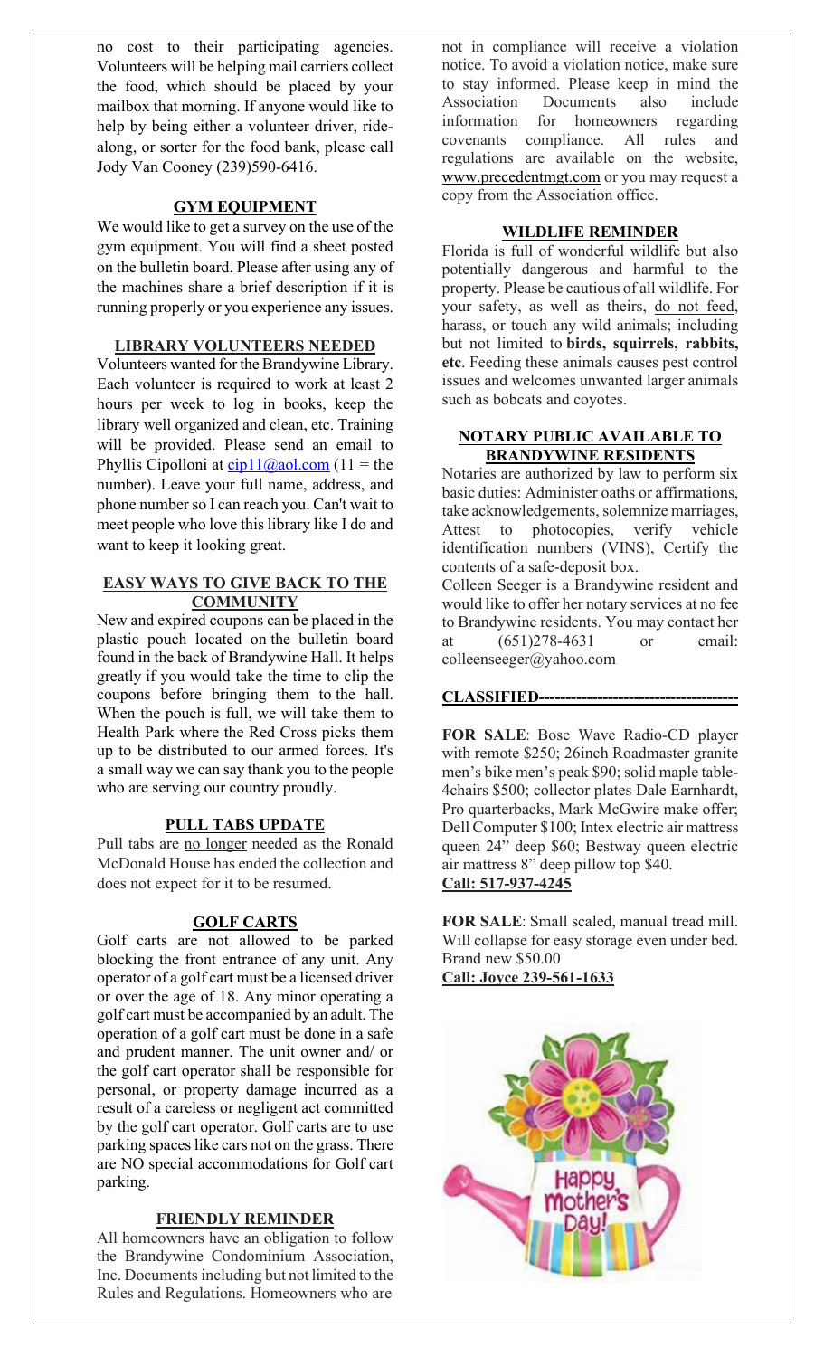no cost to their participating agencies. Volunteers will be helping mail carriers collect the food, which should be placed by your mailbox that morning. If anyone would like to help by being either a volunteer driver, ride-along, or sorter for the food bank, please call Jody Van Cooney (239)590-6416.

## GYM EQUIPMENT

We would like to get a survey on the use of the gym equipment. You will find a sheet posted on the bulletin board. Please after using any of the machines share a brief description if it is running properly or you experience any issues.

## LIBRARY VOLUNTEERS NEEDED

Volunteers wanted for the Brandywine Library. Each volunteer is required to work at least 2 hours per week to log in books, keep the library well organized and clean, etc. Training will be provided. Please send an email to Phyllis Cipolloni at cip11@aol.com (11 = the number). Leave your full name, address, and phone number so I can reach you. Can't wait to meet people who love this library like I do and want to keep it looking great.

## EASY WAYS TO GIVE BACK TO THE COMMUNITY

New and expired coupons can be placed in the plastic pouch located on the bulletin board found in the back of Brandywine Hall. It helps greatly if you would take the time to clip the coupons before bringing them to the hall. When the pouch is full, we will take them to Health Park where the Red Cross picks them up to be distributed to our armed forces. It's a small way we can say thank you to the people who are serving our country proudly.

## PULL TABS UPDATE

Pull tabs are no longer needed as the Ronald McDonald House has ended the collection and does not expect for it to be resumed.

## GOLF CARTS

Golf carts are not allowed to be parked blocking the front entrance of any unit. Any operator of a golf cart must be a licensed driver or over the age of 18. Any minor operating a golf cart must be accompanied by an adult. The operation of a golf cart must be done in a safe and prudent manner. The unit owner and/ or the golf cart operator shall be responsible for personal, or property damage incurred as a result of a careless or negligent act committed by the golf cart operator. Golf carts are to use parking spaces like cars not on the grass. There are NO special accommodations for Golf cart parking.

## FRIENDLY REMINDER

All homeowners have an obligation to follow the Brandywine Condominium Association, Inc. Documents including but not limited to the Rules and Regulations. Homeowners who are not in compliance will receive a violation notice. To avoid a violation notice, make sure to stay informed. Please keep in mind the Association Documents also include information for homeowners regarding covenants compliance. All rules and regulations are available on the website, www.precedentmgt.com or you may request a copy from the Association office.

## WILDLIFE REMINDER

Florida is full of wonderful wildlife but also potentially dangerous and harmful to the property. Please be cautious of all wildlife. For your safety, as well as theirs, do not feed, harass, or touch any wild animals; including but not limited to **birds, squirrels, rabbits, etc**. Feeding these animals causes pest control issues and welcomes unwanted larger animals such as bobcats and coyotes.

## NOTARY PUBLIC AVAILABLE TO BRANDYWINE RESIDENTS

Notaries are authorized by law to perform six basic duties: Administer oaths or affirmations, take acknowledgements, solemnize marriages, Attest to photocopies, verify vehicle identification numbers (VINS), Certify the contents of a safe-deposit box.

Colleen Seeger is a Brandywine resident and would like to offer her notary services at no fee to Brandywine residents. You may contact her at (651)278-4631 or email: colleenseeger@yahoo.com

## CLASSIFIED-------------------------------------

**FOR SALE**: Bose Wave Radio-CD player with remote \$250; 26inch Roadmaster granite men's bike men's peak \$90; solid maple table-4chairs \$500; collector plates Dale Earnhardt, Pro quarterbacks, Mark McGwire make offer; Dell Computer \$100; Intex electric air mattress queen 24" deep \$60; Bestway queen electric air mattress 8" deep pillow top \$40.

**Call: 517-937-4245**

**FOR SALE**: Small scaled, manual tread mill. Will collapse for easy storage even under bed. Brand new \$50.00

**Call: Joyce 239-561-1633**

Happy Mother's Day!